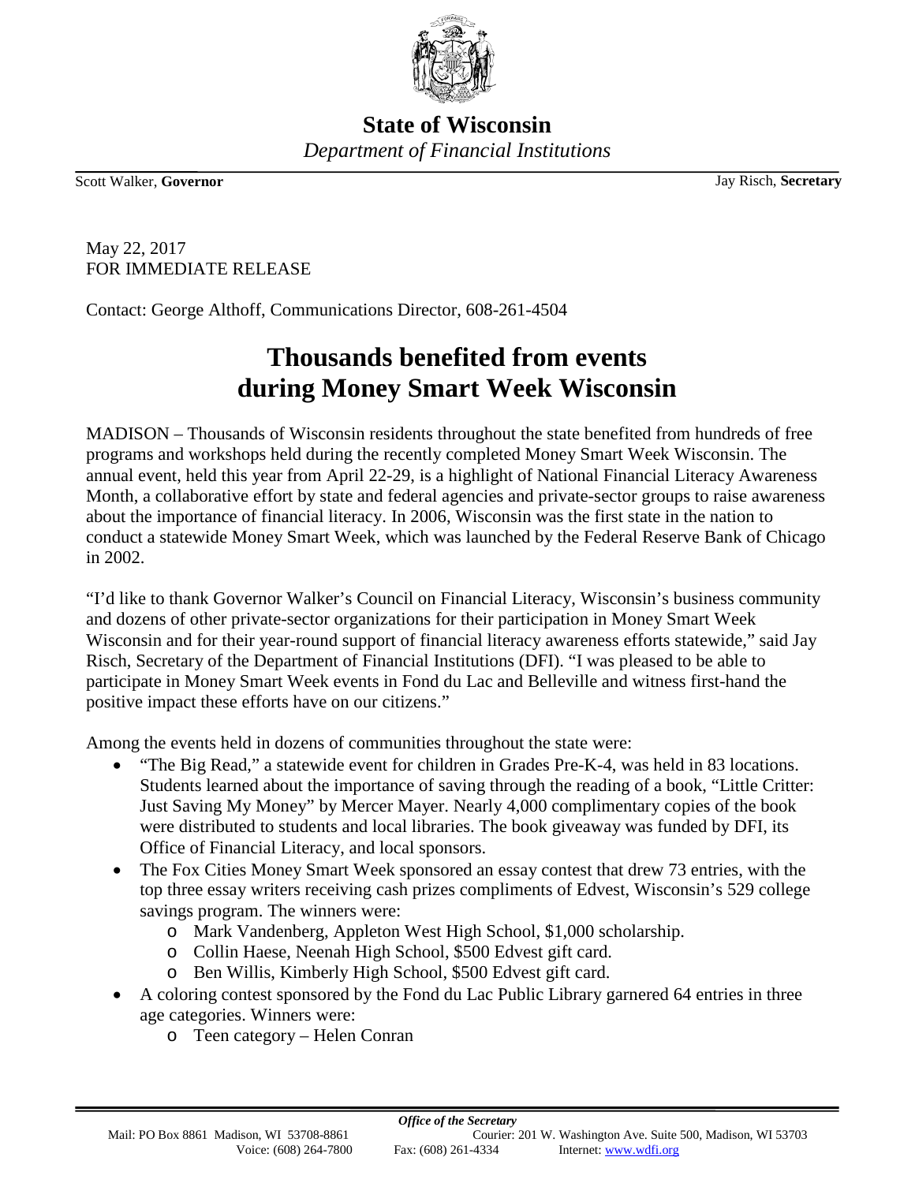**State of Wisconsin**

*Department of Financial Institutions*

Scott Walker, **Governor** Jay Risch, **Secretary**

May 22, 2017
FOR IMMEDIATE RELEASE

Contact: George Althoff, Communications Director, 608-261-4504

# Thousands benefited from events during Money Smart Week Wisconsin

MADISON – Thousands of Wisconsin residents throughout the state benefited from hundreds of free programs and workshops held during the recently completed Money Smart Week Wisconsin. The annual event, held this year from April 22-29, is a highlight of National Financial Literacy Awareness Month, a collaborative effort by state and federal agencies and private-sector groups to raise awareness about the importance of financial literacy. In 2006, Wisconsin was the first state in the nation to conduct a statewide Money Smart Week, which was launched by the Federal Reserve Bank of Chicago in 2002.

"I'd like to thank Governor Walker's Council on Financial Literacy, Wisconsin's business community and dozens of other private-sector organizations for their participation in Money Smart Week Wisconsin and for their year-round support of financial literacy awareness efforts statewide," said Jay Risch, Secretary of the Department of Financial Institutions (DFI). "I was pleased to be able to participate in Money Smart Week events in Fond du Lac and Belleville and witness first-hand the positive impact these efforts have on our citizens."

Among the events held in dozens of communities throughout the state were:

- "The Big Read," a statewide event for children in Grades Pre-K-4, was held in 83 locations. Students learned about the importance of saving through the reading of a book, "Little Critter: Just Saving My Money" by Mercer Mayer. Nearly 4,000 complimentary copies of the book were distributed to students and local libraries. The book giveaway was funded by DFI, its Office of Financial Literacy, and local sponsors.
- The Fox Cities Money Smart Week sponsored an essay contest that drew 73 entries, with the top three essay writers receiving cash prizes compliments of Edvest, Wisconsin's 529 college savings program. The winners were:
  - Mark Vandenberg, Appleton West High School, $1,000 scholarship.
  - Collin Haese, Neenah High School, $500 Edvest gift card.
  - Ben Willis, Kimberly High School, $500 Edvest gift card.
- A coloring contest sponsored by the Fond du Lac Public Library garnered 64 entries in three age categories. Winners were:
  - Teen category – Helen Conran

***Office of the Secretary***
Mail: PO Box 8861 Madison, WI 53708-8861 Courier: 201 W. Washington Ave. Suite 500, Madison, WI 53703
Voice: (608) 264-7800 Fax: (608) 261-4334 Internet: www.wdfi.org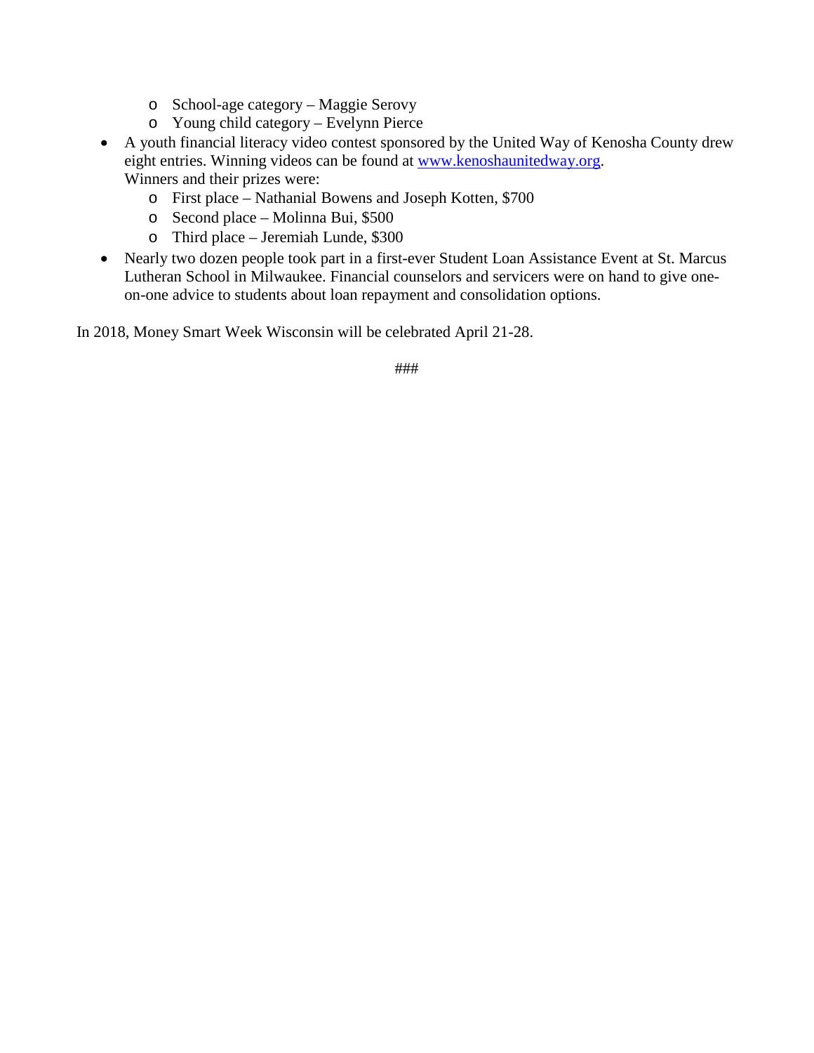- School-age category – Maggie Serovy
  - Young child category – Evelynn Pierce
- A youth financial literacy video contest sponsored by the United Way of Kenosha County drew eight entries. Winning videos can be found at [www.kenoshaunitedway.org](http://www.kenoshaunitedway.org).
  Winners and their prizes were:
  - First place – Nathanial Bowens and Joseph Kotten, $700
  - Second place – Molinna Bui, $500
  - Third place – Jeremiah Lunde, $300
- Nearly two dozen people took part in a first-ever Student Loan Assistance Event at St. Marcus Lutheran School in Milwaukee. Financial counselors and servicers were on hand to give one-on-one advice to students about loan repayment and consolidation options.

In 2018, Money Smart Week Wisconsin will be celebrated April 21-28.

###